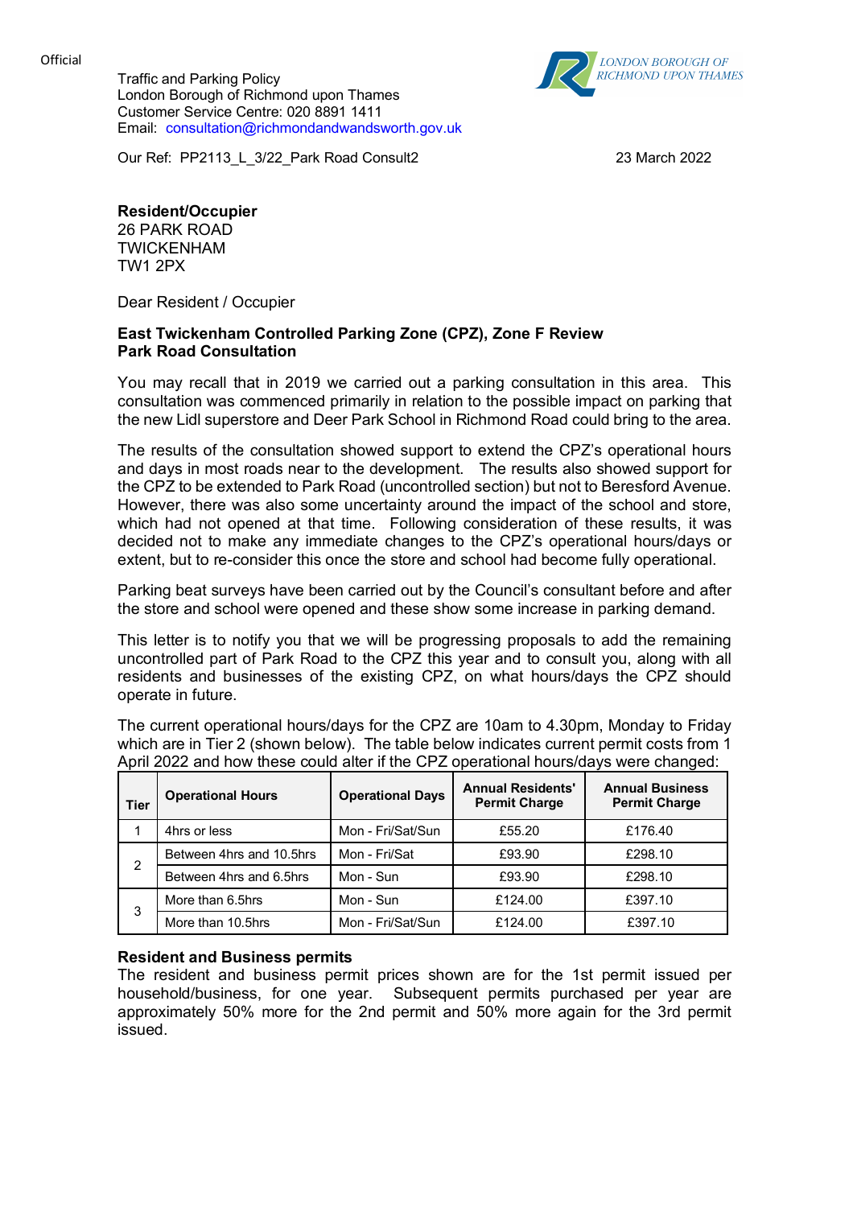Official

Traffic and Parking Policy
London Borough of Richmond upon Thames
Customer Service Centre: 020 8891 1411
Email: consultation@richmondandwandsworth.gov.uk

LONDON BOROUGH OF RICHMOND UPON THAMES

Our Ref: PP2113_L_3/22_Park Road Consult2

23 March 2022

**Resident/Occupier**
26 PARK ROAD
TWICKENHAM
TW1 2PX

Dear Resident / Occupier

**East Twickenham Controlled Parking Zone (CPZ), Zone F Review**
**Park Road Consultation**

You may recall that in 2019 we carried out a parking consultation in this area. This consultation was commenced primarily in relation to the possible impact on parking that the new Lidl superstore and Deer Park School in Richmond Road could bring to the area.

The results of the consultation showed support to extend the CPZ's operational hours and days in most roads near to the development. The results also showed support for the CPZ to be extended to Park Road (uncontrolled section) but not to Beresford Avenue. However, there was also some uncertainty around the impact of the school and store, which had not opened at that time. Following consideration of these results, it was decided not to make any immediate changes to the CPZ's operational hours/days or extent, but to re-consider this once the store and school had become fully operational.

Parking beat surveys have been carried out by the Council's consultant before and after the store and school were opened and these show some increase in parking demand.

This letter is to notify you that we will be progressing proposals to add the remaining uncontrolled part of Park Road to the CPZ this year and to consult you, along with all residents and businesses of the existing CPZ, on what hours/days the CPZ should operate in future.

The current operational hours/days for the CPZ are 10am to 4.30pm, Monday to Friday which are in Tier 2 (shown below). The table below indicates current permit costs from 1 April 2022 and how these could alter if the CPZ operational hours/days were changed:

| Tier | Operational Hours | Operational Days | Annual Residents' Permit Charge | Annual Business Permit Charge |
|---|---|---|---|---|
| 1 | 4hrs or less | Mon - Fri/Sat/Sun | £55.20 | £176.40 |
| 2 | Between 4hrs and 10.5hrs | Mon - Fri/Sat | £93.90 | £298.10 |
| | Between 4hrs and 6.5hrs | Mon - Sun | £93.90 | £298.10 |
| 3 | More than 6.5hrs | Mon - Sun | £124.00 | £397.10 |
| | More than 10.5hrs | Mon - Fri/Sat/Sun | £124.00 | £397.10 |

**Resident and Business permits**
The resident and business permit prices shown are for the 1st permit issued per household/business, for one year. Subsequent permits purchased per year are approximately 50% more for the 2nd permit and 50% more again for the 3rd permit issued.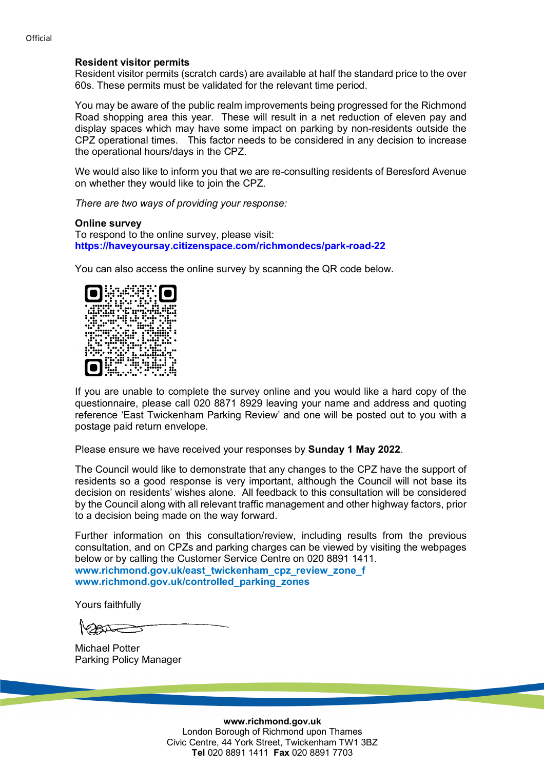**Resident visitor permits**
Resident visitor permits (scratch cards) are available at half the standard price to the over 60s. These permits must be validated for the relevant time period.

You may be aware of the public realm improvements being progressed for the Richmond Road shopping area this year. These will result in a net reduction of eleven pay and display spaces which may have some impact on parking by non-residents outside the CPZ operational times. This factor needs to be considered in any decision to increase the operational hours/days in the CPZ.

We would also like to inform you that we are re-consulting residents of Beresford Avenue on whether they would like to join the CPZ.

*There are two ways of providing your response:*

**Online survey**
To respond to the online survey, please visit:
**https://haveyoursay.citizenspace.com/richmondecs/park-road-22**

You can also access the online survey by scanning the QR code below.

If you are unable to complete the survey online and you would like a hard copy of the questionnaire, please call 020 8871 8929 leaving your name and address and quoting reference 'East Twickenham Parking Review' and one will be posted out to you with a postage paid return envelope.

Please ensure we have received your responses by **Sunday 1 May 2022**.

The Council would like to demonstrate that any changes to the CPZ have the support of residents so a good response is very important, although the Council will not base its decision on residents' wishes alone. All feedback to this consultation will be considered by the Council along with all relevant traffic management and other highway factors, prior to a decision being made on the way forward.

Further information on this consultation/review, including results from the previous consultation, and on CPZs and parking charges can be viewed by visiting the webpages below or by calling the Customer Service Centre on 020 8891 1411.
**www.richmond.gov.uk/east_twickenham_cpz_review_zone_f**
**www.richmond.gov.uk/controlled_parking_zones**

Yours faithfully

Michael Potter
Parking Policy Manager

**www.richmond.gov.uk**
London Borough of Richmond upon Thames
Civic Centre, 44 York Street, Twickenham TW1 3BZ
**Tel** 020 8891 1411 **Fax** 020 8891 7703